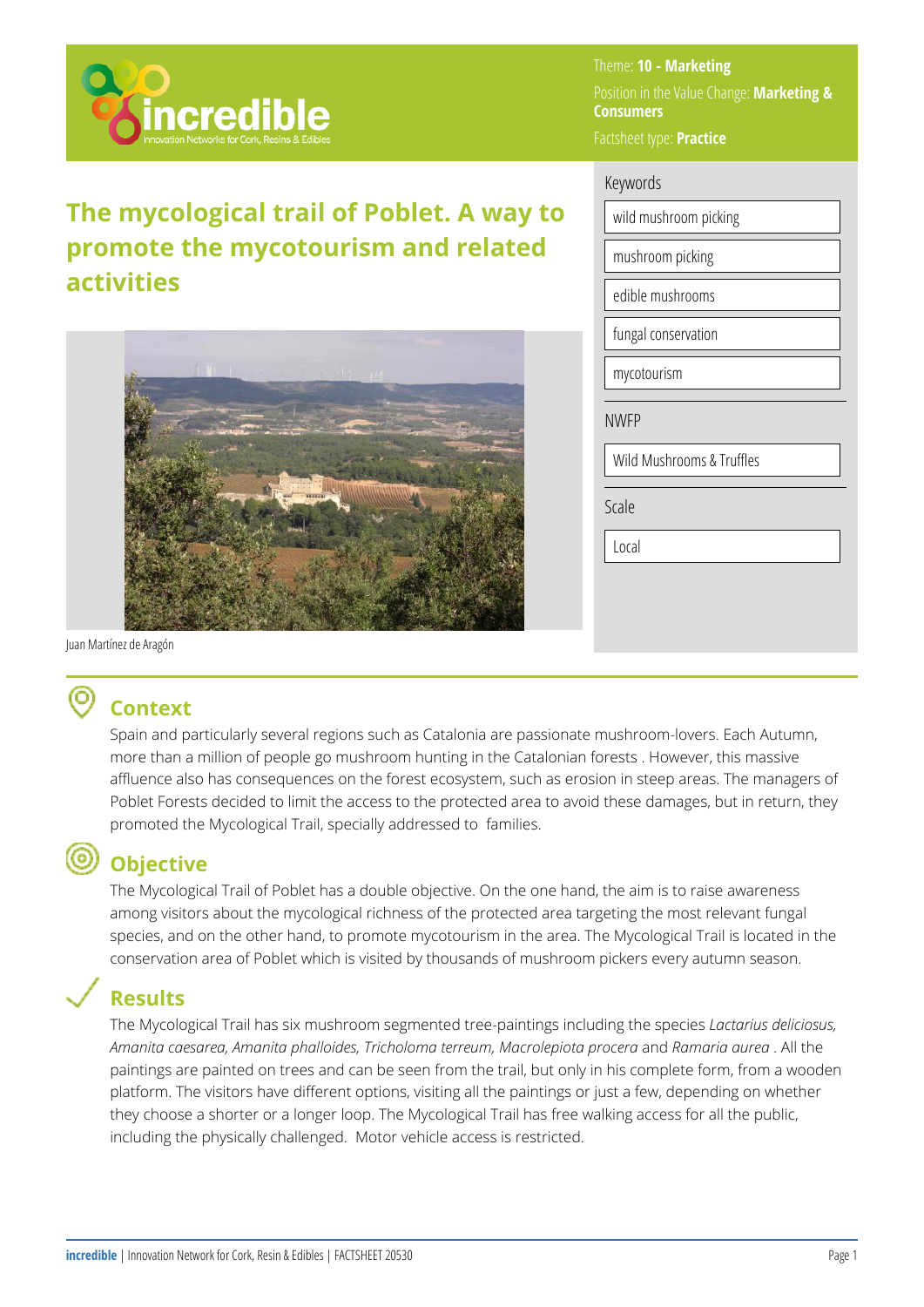Theme: **10 - Marketing**

Position in the Value Change: **Marketing & Consumers**

Factsheet type: **Practice**

# The mycological trail of Poblet. A way to promote the mycotourism and related activities

Juan Martínez de Aragón

Keywords

- wild mushroom picking
- mushroom picking
- edible mushrooms
- fungal conservation
- mycotourism

NWFP

- Wild Mushrooms & Truffles

Scale

- Local

## Context

Spain and particularly several regions such as Catalonia are passionate mushroom-lovers. Each Autumn, more than a million of people go mushroom hunting in the Catalonian forests . However, this massive affluence also has consequences on the forest ecosystem, such as erosion in steep areas. The managers of Poblet Forests decided to limit the access to the protected area to avoid these damages, but in return, they promoted the Mycological Trail, specially addressed to families.

## Objective

The Mycological Trail of Poblet has a double objective. On the one hand, the aim is to raise awareness among visitors about the mycological richness of the protected area targeting the most relevant fungal species, and on the other hand, to promote mycotourism in the area. The Mycological Trail is located in the conservation area of Poblet which is visited by thousands of mushroom pickers every autumn season.

## Results

The Mycological Trail has six mushroom segmented tree-paintings including the species *Lactarius deliciosus, Amanita caesarea, Amanita phalloides, Tricholoma terreum, Macrolepiota procera* and *Ramaria aurea* . All the paintings are painted on trees and can be seen from the trail, but only in his complete form, from a wooden platform. The visitors have different options, visiting all the paintings or just a few, depending on whether they choose a shorter or a longer loop. The Mycological Trail has free walking access for all the public, including the physically challenged. Motor vehicle access is restricted.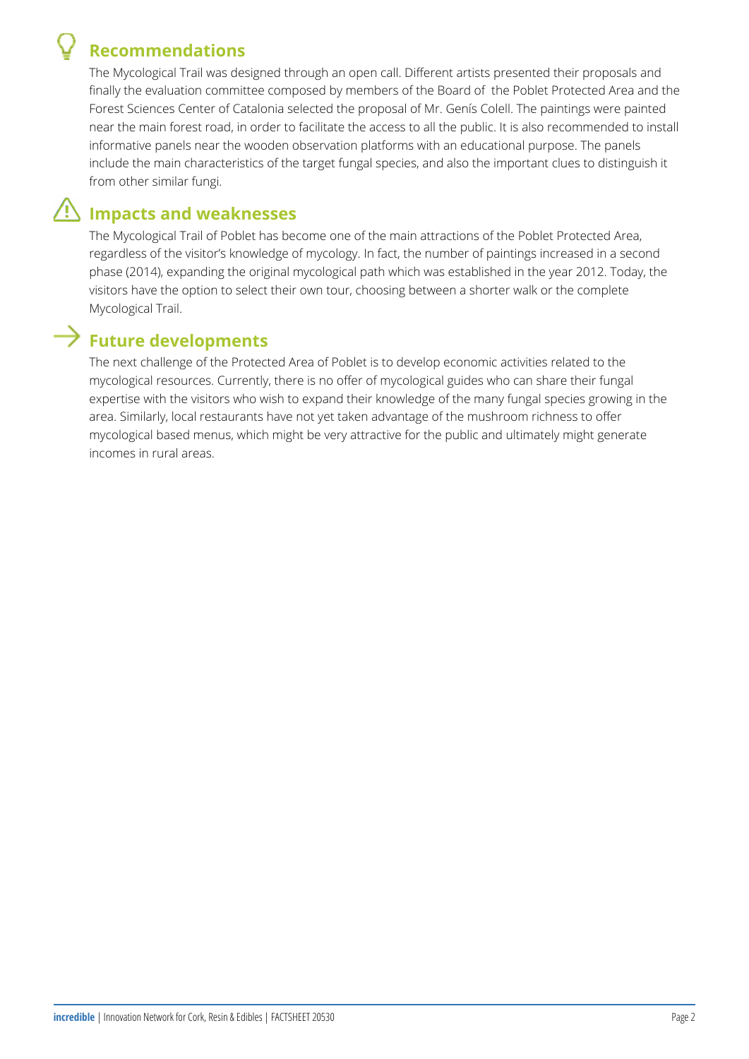## Recommendations

The Mycological Trail was designed through an open call. Different artists presented their proposals and finally the evaluation committee composed by members of the Board of the Poblet Protected Area and the Forest Sciences Center of Catalonia selected the proposal of Mr. Genís Colell. The paintings were painted near the main forest road, in order to facilitate the access to all the public. It is also recommended to install informative panels near the wooden observation platforms with an educational purpose. The panels include the main characteristics of the target fungal species, and also the important clues to distinguish it from other similar fungi.

## Impacts and weaknesses

The Mycological Trail of Poblet has become one of the main attractions of the Poblet Protected Area, regardless of the visitor's knowledge of mycology. In fact, the number of paintings increased in a second phase (2014), expanding the original mycological path which was established in the year 2012. Today, the visitors have the option to select their own tour, choosing between a shorter walk or the complete Mycological Trail.

## Future developments

The next challenge of the Protected Area of Poblet is to develop economic activities related to the mycological resources. Currently, there is no offer of mycological guides who can share their fungal expertise with the visitors who wish to expand their knowledge of the many fungal species growing in the area. Similarly, local restaurants have not yet taken advantage of the mushroom richness to offer mycological based menus, which might be very attractive for the public and ultimately might generate incomes in rural areas.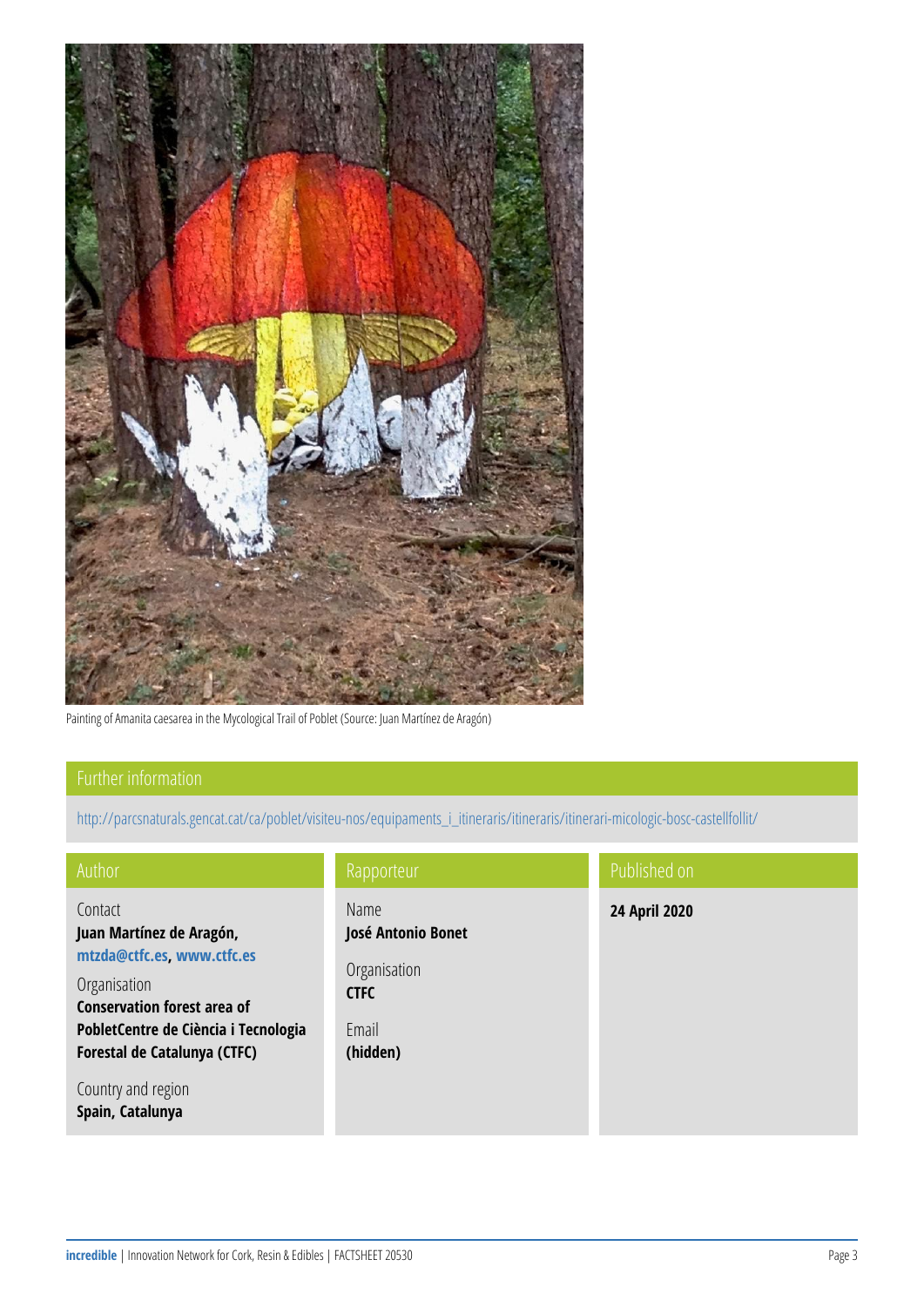Painting of Amanita caesarea in the Mycological Trail of Poblet (Source: Juan Martínez de Aragón)

## Further information

http://parcsnaturals.gencat.cat/ca/poblet/visiteu-nos/equipaments_i_itineraris/itineraris/itinerari-micologic-bosc-castellfollit/

## Author

Contact
**Juan Martínez de Aragón, mtzda@ctfc.es, www.ctfc.es**

Organisation
**Conservation forest area of PobletCentre de Ciència i Tecnologia Forestal de Catalunya (CTFC)**

Country and region
**Spain, Catalunya**

## Rapporteur

Name
**José Antonio Bonet**

Organisation
**CTFC**

Email
**(hidden)**

## Published on

**24 April 2020**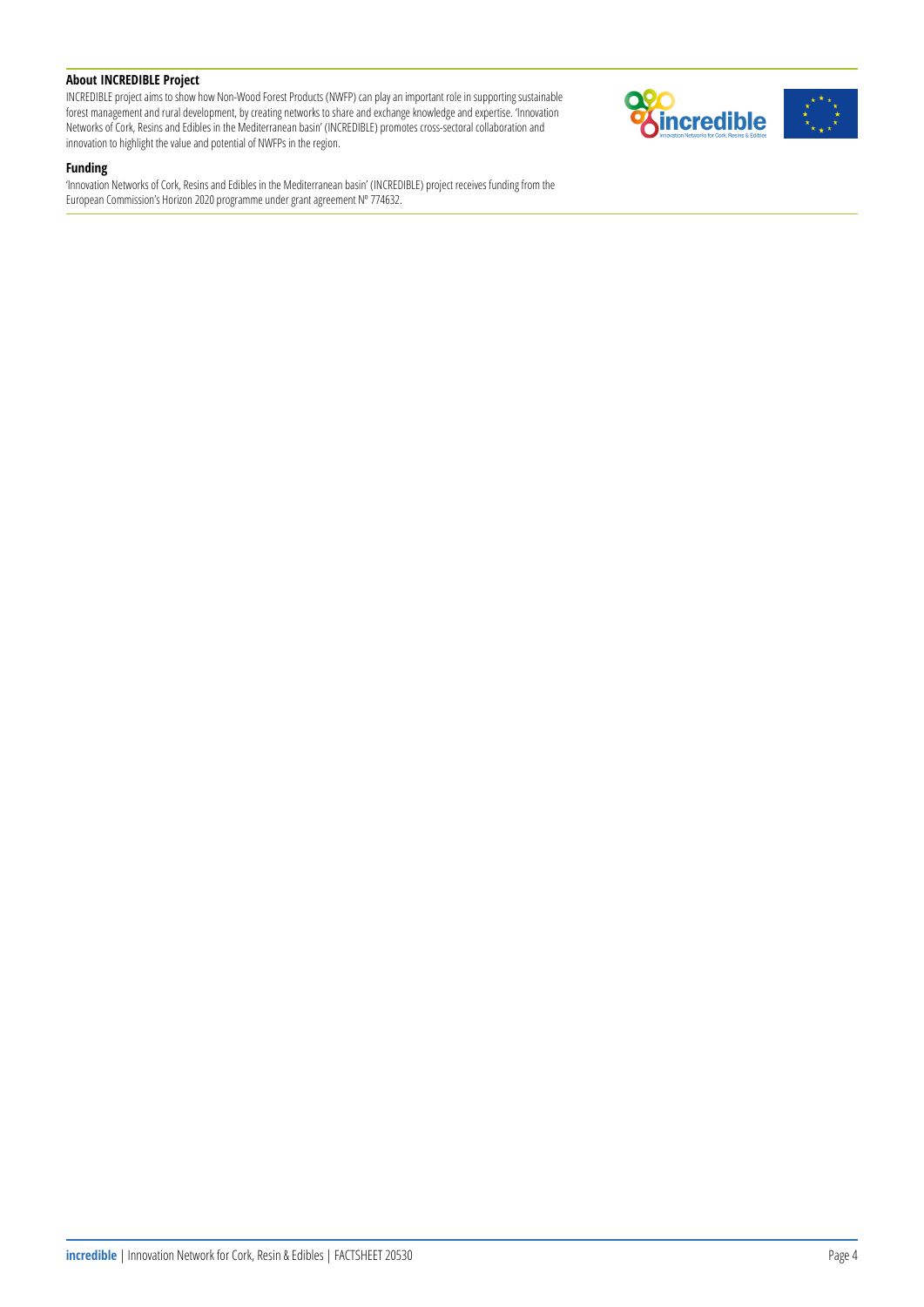### About INCREDIBLE Project

INCREDIBLE project aims to show how Non-Wood Forest Products (NWFP) can play an important role in supporting sustainable forest management and rural development, by creating networks to share and exchange knowledge and expertise. 'Innovation Networks of Cork, Resins and Edibles in the Mediterranean basin' (INCREDIBLE) promotes cross-sectoral collaboration and innovation to highlight the value and potential of NWFPs in the region.

### Funding

'Innovation Networks of Cork, Resins and Edibles in the Mediterranean basin' (INCREDIBLE) project receives funding from the European Commission's Horizon 2020 programme under grant agreement Nº 774632.